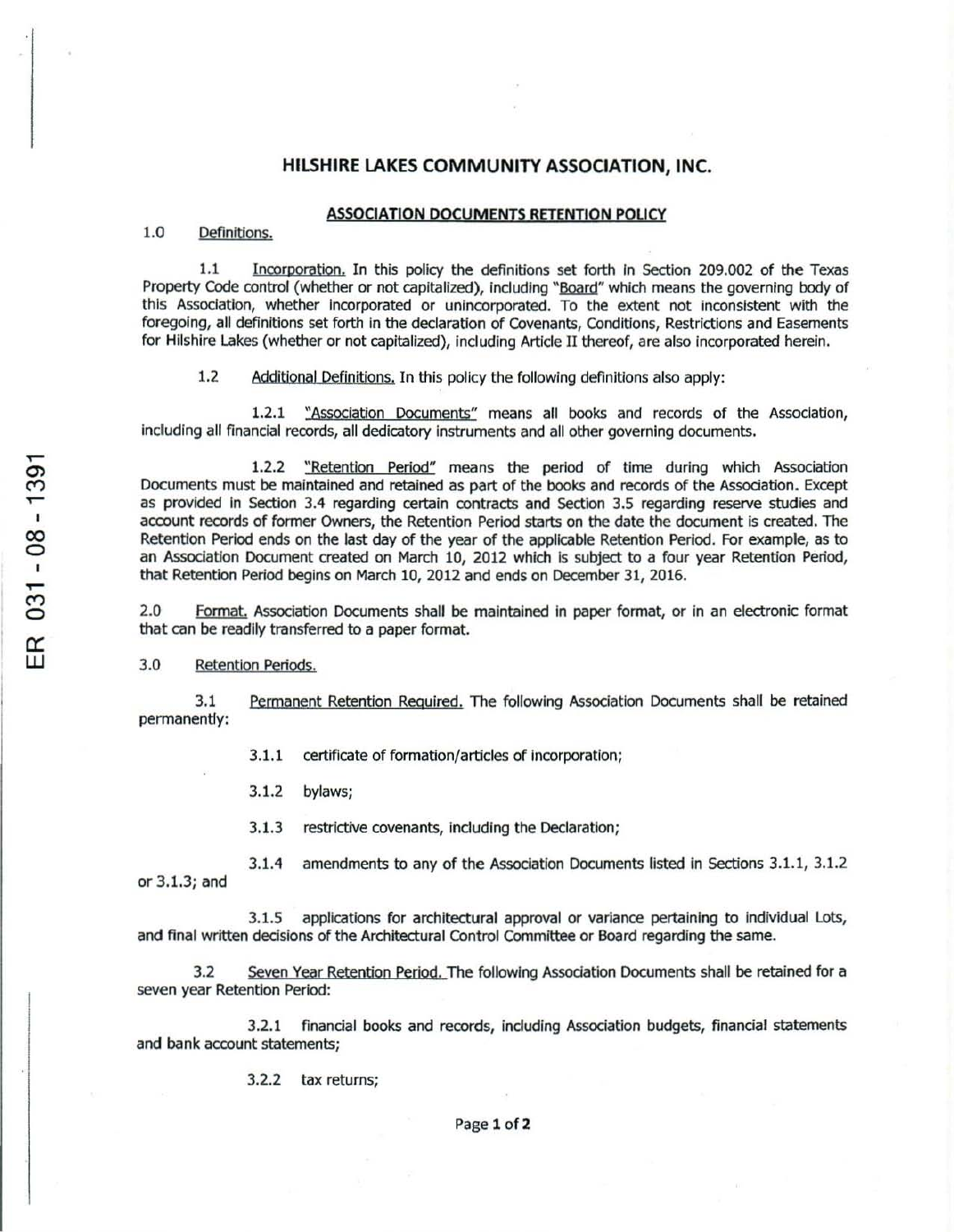# HILSHIRE LAKES COMMUNITY ASSOCIATION, INC.

## ASSOCIATION DOCUMENTS RETENTION POLICY

1.0 Definitions.

1.1 Incorporation. In this policy the definitions set forth in Section 209.002 of the Texas Property Code control (whether or not capitalized), including "Board" which means the governing body of this Association, whether incorporated or unincorporated. To the extent not inconsistent with the foregoing, all definitions set forth in the declaration of Covenants, Conditions, Restrictions and Easements for Hilshire Lakes (whether or not capitalized), including Article II thereof, are also incorporated herein.

1.2 Additional Definitions. In this policy the following definitions also apply:

1.2.1 "Association Documents" means all books and records of the Association, including all financial records, all dedicatory instruments and all other governing documents.

1.2.2 "Retention Period" means the period of time during which Association Documents must be maintained and retained as part of the books and records of the Association. Except as provided in Section 3.4 regarding certain contracts and Section 3.5 regarding reserve studies and account records of former Owners, the Retention Period starts on the date the document is created. The Retention Period ends on the last day of the year of the applicable Retention Period. For example, as to an Association Document created on March 10, 2012 which is subject to a four year Retention Period, that Retention Period begins on March 10, 2012 and ends on December 31, 2016.

2.0 Format. Association Documents shall be maintained in paper format, or in an electronic format that can be readily transferred to a paper format.

3.0 Retention Periods.

3.1 Permanent Retention Required. The following Association Documents shall be retained permanently:

3.1.1 certificate of formation/articles of incorporation;

3.1.2 bylaws;

3.1.3 restrictive covenants, including the Declaration;

3.1.4 amendments to any of the Association Documents listed in Sections 3.1.1, 3.1.2 or 3.1.3; and

3.1.5 applications for architectural approval or variance pertaining to individual Lots, and final written decisions of the Architectural Control Committee or Board regarding the same.

3.2 Seven Year Retention Period. The following Association Documents shall be retained for a seven year Retention Period:

3.2.1 financial books and records, including Association budgets, financial statements and bank account statements;

3.2.2 tax returns;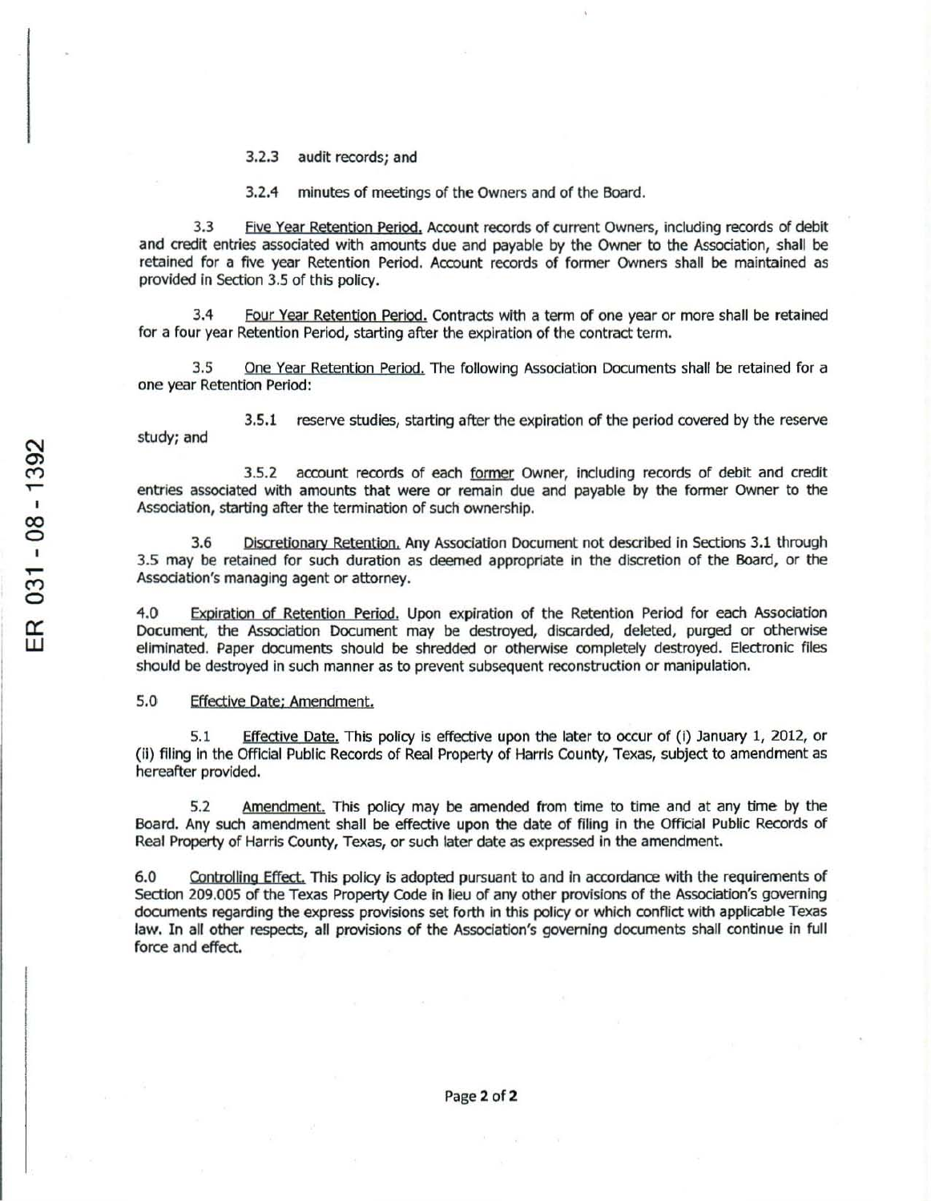3.2.3 audit records; and

3.2.4 minutes of meetings of the Owners and of the Board.

3.3 Five Year Retention Period. Account records of current Owners, including records of debit and credit entries associated with amounts due and payable by the Owner to the Association, shall be retained for a five year Retention Period. Account records of former Owners shall be maintained as provided in Section 3.5 of this policy.

3.4 Four Year Retention Period. Contracts with a term of one year or more shall be retained for a four year Retention Period, starting after the expiration of the contract term.

3.5 One Year Retention Period. The following Association Documents shall be retained for a one year Retention Period:

3.5.1 reserve studies, starting after the expiration of the period covered by the reserve study; and

3.5.2 account records of each former Owner, including records of debit and credit entries associated with amounts that were or remain due and payable by the former Owner to the Association, starting after the termination of such ownership.

3.6 Discretionary Retention. Any Association Document not described in Sections 3.1 through 3.5 may be retained for such duration as deemed appropriate in the discretion of the Board, or the Association's managing agent or attorney.

4.0 Expiration of Retention Period. Upon expiration of the Retention Period for each Association Document, the Association Document may be destroyed, discarded, deleted, purged or otherwise eliminated. Paper documents should be shredded or otherwise completely destroyed. Electronic files should be destroyed in such manner as to prevent subsequent reconstruction or manipulation.

5.0 Effective Date; Amendment.

5.1 Effective Date. This policy is effective upon the later to occur of (i) January 1, 2012, or (ii) filing in the Official Public Records of Real Property of Harris County, Texas, subject to amendment as hereafter provided.

5.2 Amendment. This policy may be amended from time to time and at any time by the Board. Any such amendment shall be effective upon the date of filing in the Official Public Records of Real Property of Harris County, Texas, or such later date as expressed in the amendment.

6.0 Controlling Effect. This policy is adopted pursuant to and in accordance with the requirements of Section 209.005 of the Texas Property Code in lieu of any other provisions of the Association's governing documents regarding the express provisions set forth in this policy or which conflict with applicable Texas law. In all other respects, all provisions of the Association's governing documents shall continue in full force and effect.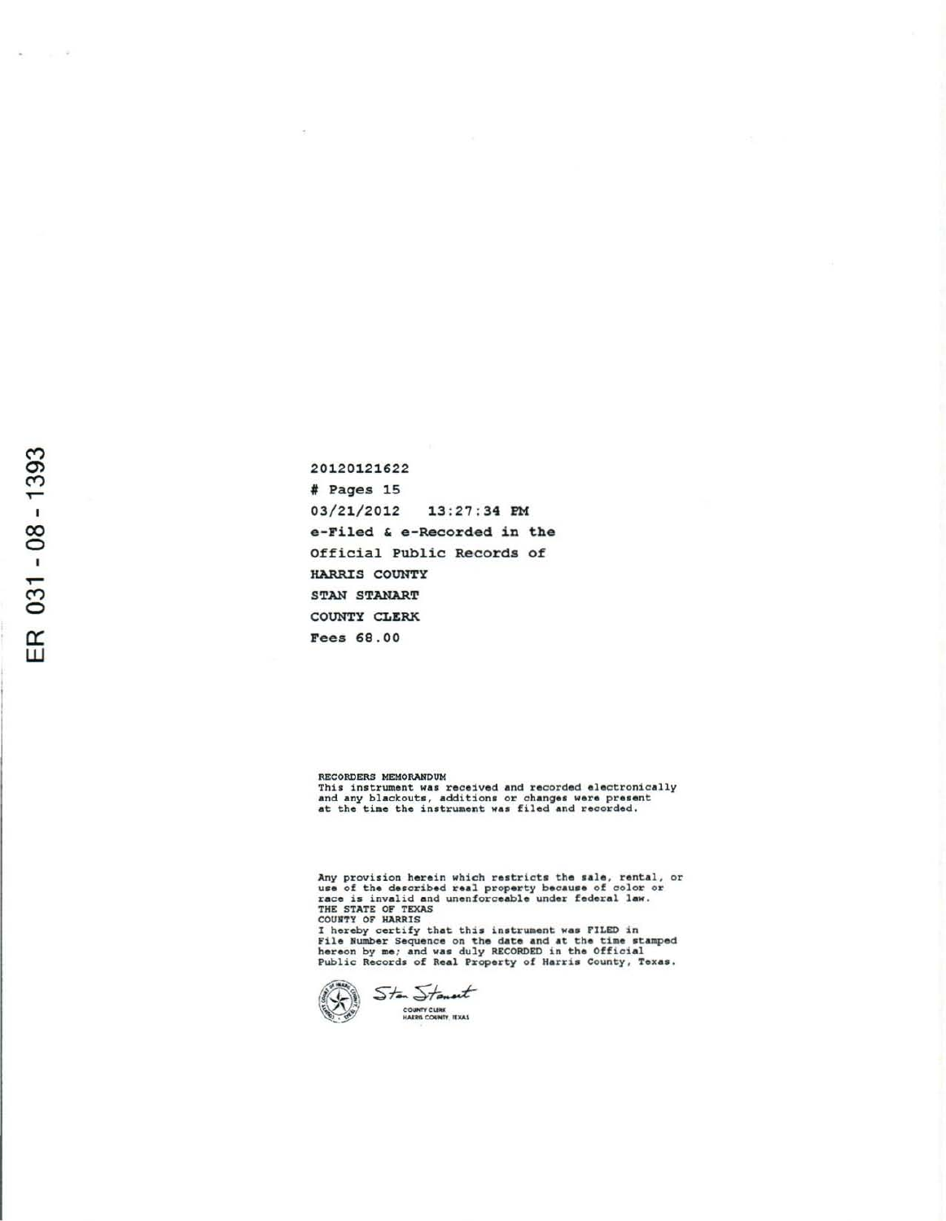ER 031 - 08 - 1393

20120121622
# Pages 15
03/21/2012 13:27:34 PM
e-Filed & e-Recorded in the
Official Public Records of
HARRIS COUNTY
STAN STANART
COUNTY CLERK
Fees 68.00

RECORDERS MEMORANDUM
This instrument was received and recorded electronically
and any blackouts, additions or changes were present
at the time the instrument was filed and recorded.

Any provision herein which restricts the sale, rental, or
use of the described real property because of color or
race is invalid and unenforceable under federal law.
THE STATE OF TEXAS
COUNTY OF HARRIS
I hereby certify that this instrument was FILED in
File Number Sequence on the date and at the time stamped
hereon by me; and was duly RECORDED in the Official
Public Records of Real Property of Harris County, Texas.

Stan Stanart
COUNTY CLERK
HARRIS COUNTY, TEXAS